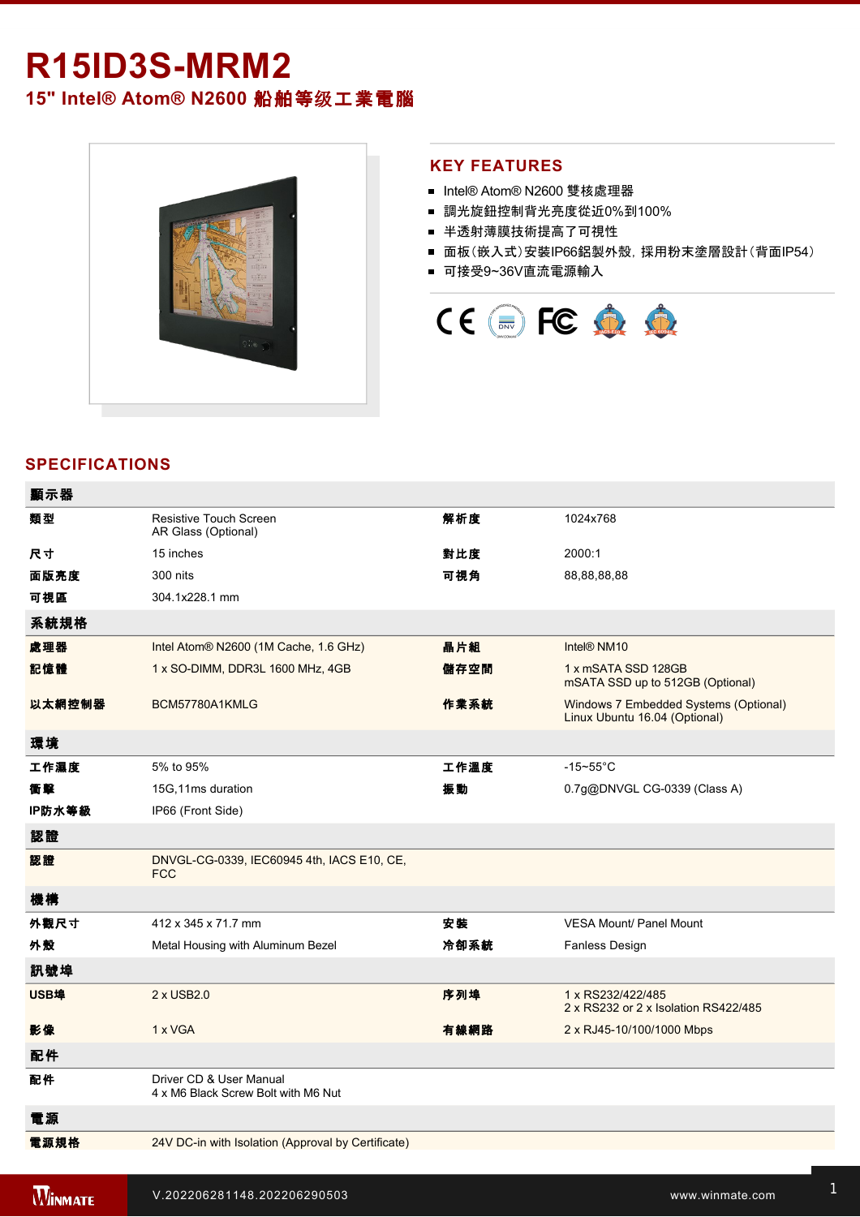# R15ID3S-MRM2

## 15" Intel® Atom® N2600 船舶等级工業電腦

## KEY FEATURES

- Intel® Atom® N2600 雙核處理器
- 調光旋鈕控制背光亮度從近0%到100%
- 半透射薄膜技術提高了可視性
- 面板（嵌入式）安裝IP66鋁製外殼，採用粉末塗層設計（背面IP54）
- 可接受9~36V直流電源輸入

## SPECIFICATIONS

| 顯示器 | | | |
|---|---|---|---|
| 類型 | Resistive Touch Screen<br>AR Glass (Optional) | 解析度 | 1024x768 |
| 尺寸 | 15 inches | 對比度 | 2000:1 |
| 面版亮度 | 300 nits | 可視角 | 88,88,88,88 |
| 可視區 | 304.1x228.1 mm | | |
| **系統規格** | | | |
| 處理器 | Intel Atom® N2600 (1M Cache, 1.6 GHz) | 晶片組 | Intel® NM10 |
| 記憶體 | 1 x SO-DIMM, DDR3L 1600 MHz, 4GB | 儲存空間 | 1 x mSATA SSD 128GB<br>mSATA SSD up to 512GB (Optional) |
| 以太網控制器 | BCM57780A1KMLG | 作業系統 | Windows 7 Embedded Systems (Optional)<br>Linux Ubuntu 16.04 (Optional) |
| **環境** | | | |
| 工作濕度 | 5% to 95% | 工作溫度 | -15~55°C |
| 衝擊 | 15G,11ms duration | 振動 | 0.7g@DNVGL CG-0339 (Class A) |
| IP防水等級 | IP66 (Front Side) | | |
| **認證** | | | |
| 認證 | DNVGL-CG-0339, IEC60945 4th, IACS E10, CE, FCC | | |
| **機構** | | | |
| 外觀尺寸 | 412 x 345 x 71.7 mm | 安裝 | VESA Mount/ Panel Mount |
| 外殼 | Metal Housing with Aluminum Bezel | 冷卻系統 | Fanless Design |
| **訊號埠** | | | |
| USB埠 | 2 x USB2.0 | 序列埠 | 1 x RS232/422/485<br>2 x RS232 or 2 x Isolation RS422/485 |
| 影像 | 1 x VGA | 有線網路 | 2 x RJ45-10/100/1000 Mbps |
| **配件** | | | |
| 配件 | Driver CD & User Manual<br>4 x M6 Black Screw Bolt with M6 Nut | | |
| **電源** | | | |
| 電源規格 | 24V DC-in with Isolation (Approval by Certificate) | | |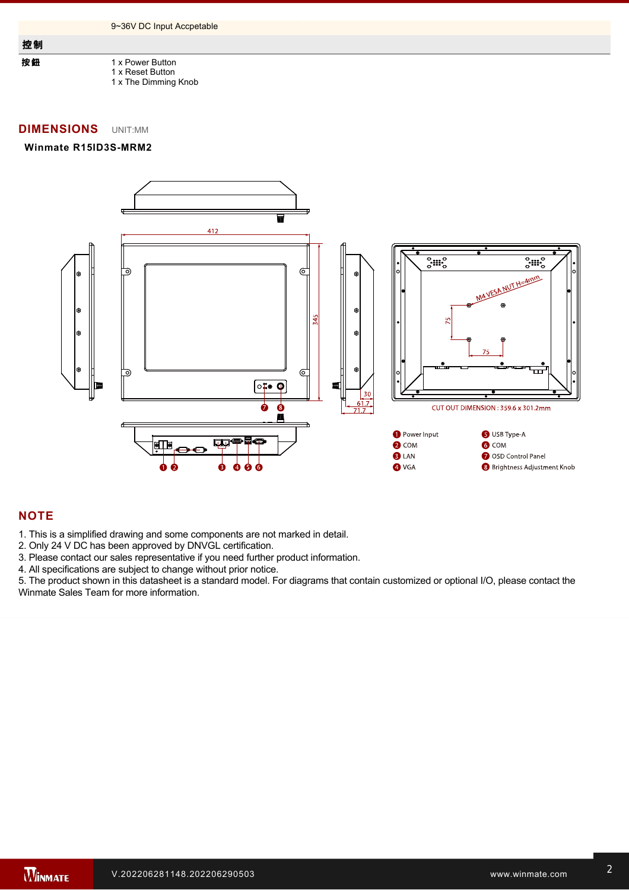| | |
|---|---|
| | 9~36V DC Input Accpetable |

| 控制 | |
|---|---|
| 按鈕 | 1 x Power Button<br>1 x Reset Button<br>1 x The Dimming Knob |

## DIMENSIONS UNIT:MM

**Winmate R15ID3S-MRM2**

412

345

M4 VESA NUT H=4mm

75

75

30

61.7

71.7

CUT OUT DIMENSION : 359.6 x 301.2mm

1 Power Input
2 COM
3 LAN
4 VGA
5 USB Type-A
6 COM
7 OSD Control Panel
8 Brightness Adjustment Knob

## NOTE

1. This is a simplified drawing and some components are not marked in detail.
2. Only 24 V DC has been approved by DNVGL certification.
3. Please contact our sales representative if you need further product information.
4. All specifications are subject to change without prior notice.
5. The product shown in this datasheet is a standard model. For diagrams that contain customized or optional I/O, please contact the Winmate Sales Team for more information.